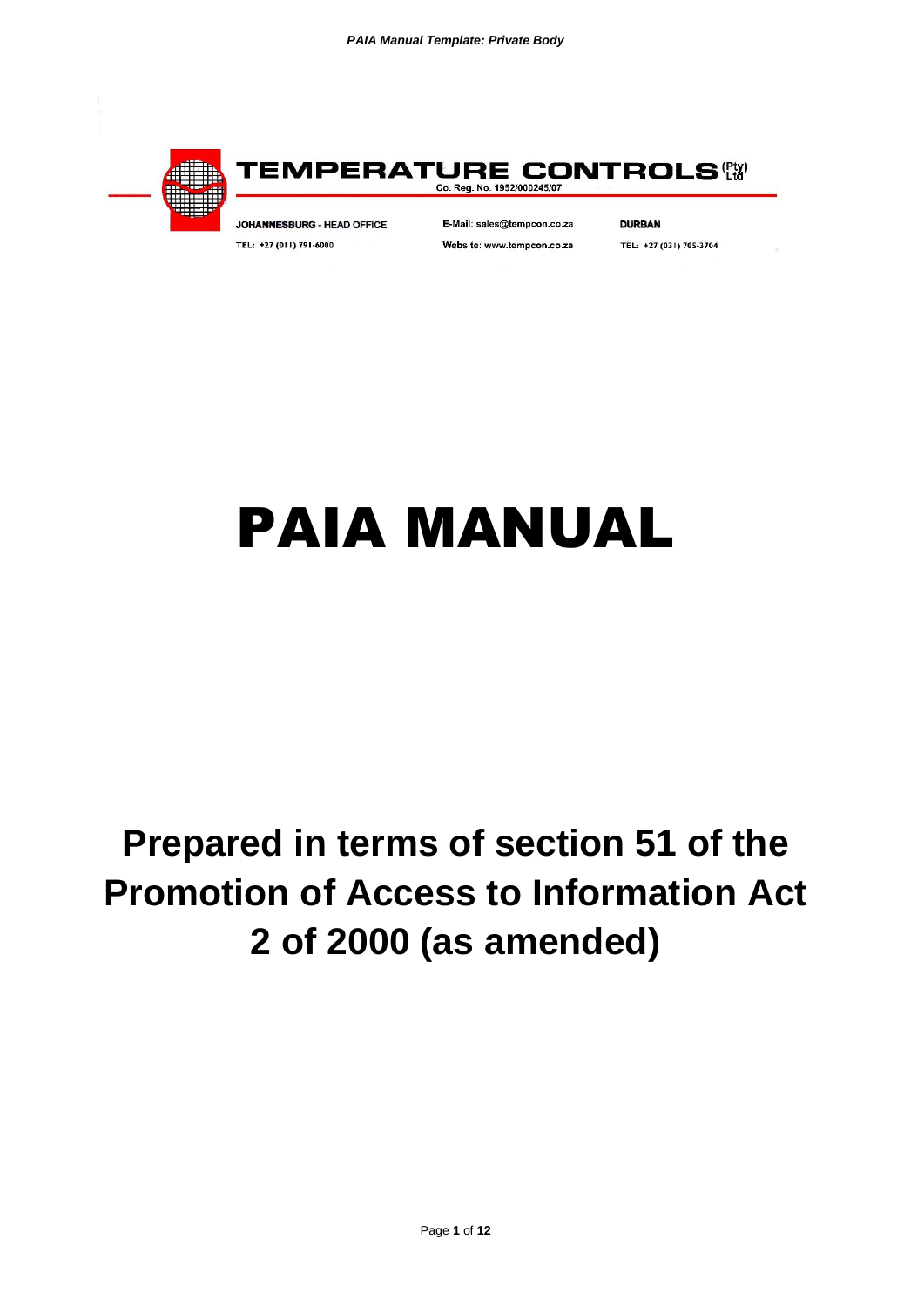**TEMPERATURE CONTROLS (Pty) Ltd**

Co. Reg. No. 1952/000245/07

**JOHANNESBURG - HEAD OFFICE**
TEL: +27 (011) 791-6000

E-Mail: sales@tempcon.co.za
Website: www.tempcon.co.za

**DURBAN**
TEL: +27 (031) 705-3704

# PAIA MANUAL

## Prepared in terms of section 51 of the Promotion of Access to Information Act 2 of 2000 (as amended)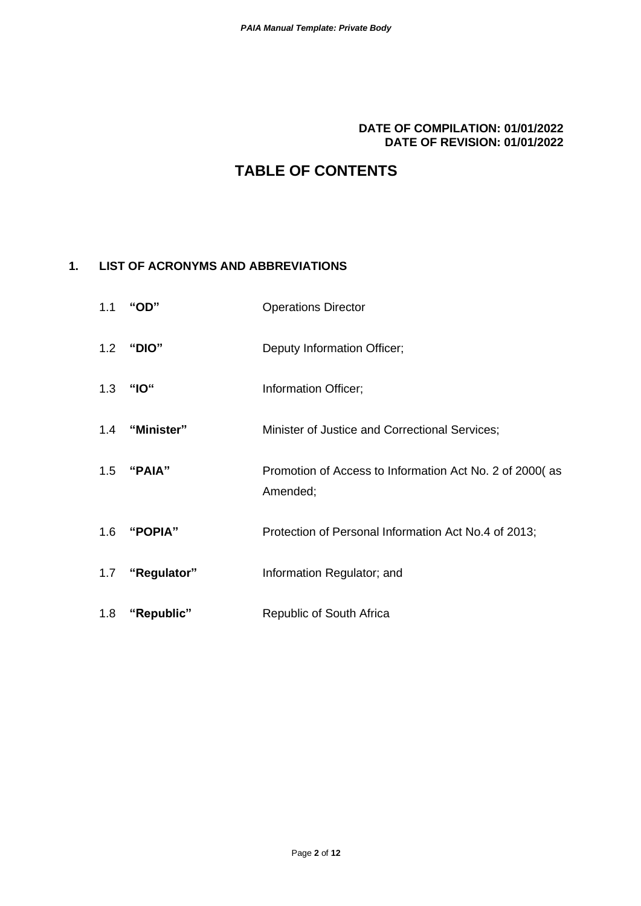**DATE OF COMPILATION: 01/01/2022**
**DATE OF REVISION: 01/01/2022**

# TABLE OF CONTENTS

## 1. LIST OF ACRONYMS AND ABBREVIATIONS

| | | |
|---|---|---|
| 1.1 | **"OD"** | Operations Director |
| 1.2 | **"DIO"** | Deputy Information Officer; |
| 1.3 | **"IO"** | Information Officer; |
| 1.4 | **"Minister"** | Minister of Justice and Correctional Services; |
| 1.5 | **"PAIA"** | Promotion of Access to Information Act No. 2 of 2000( as Amended; |
| 1.6 | **"POPIA"** | Protection of Personal Information Act No.4 of 2013; |
| 1.7 | **"Regulator"** | Information Regulator; and |
| 1.8 | **"Republic"** | Republic of South Africa |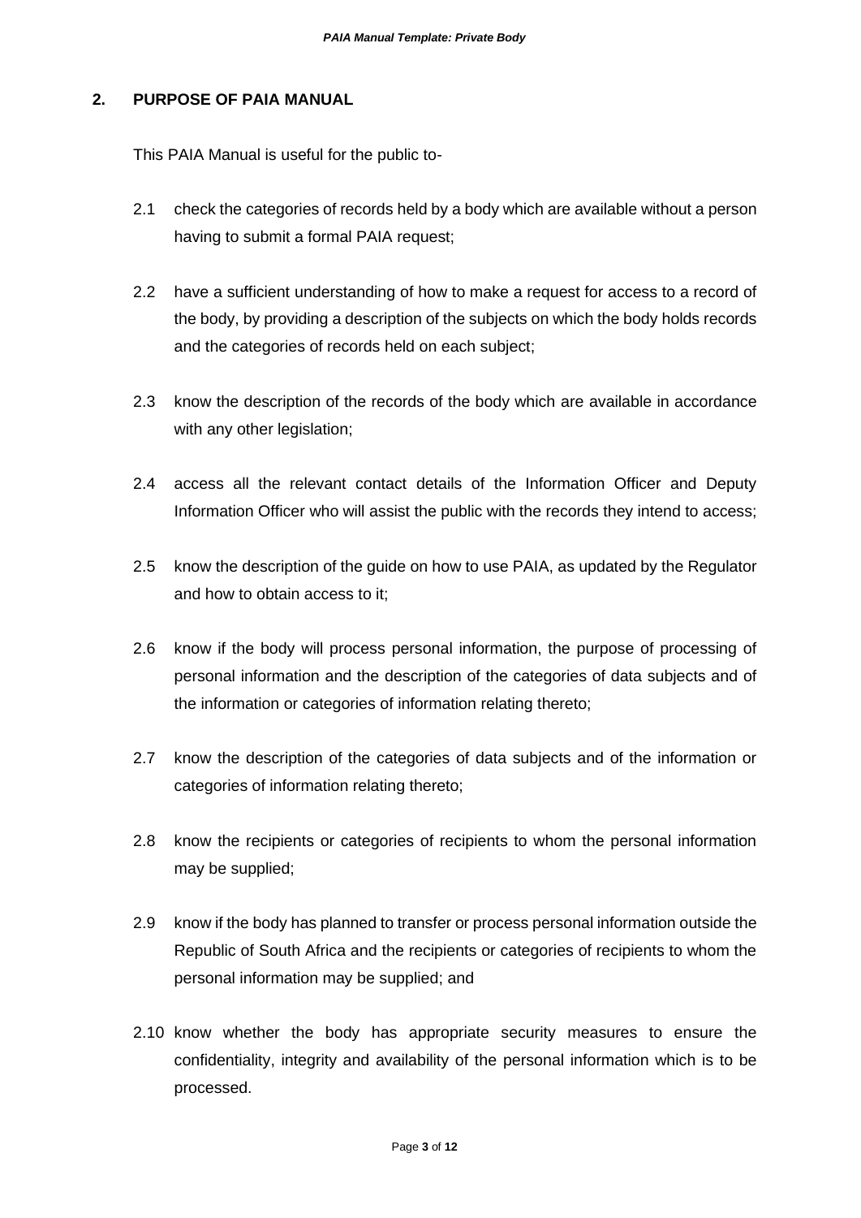## 2. PURPOSE OF PAIA MANUAL

This PAIA Manual is useful for the public to-

2.1 check the categories of records held by a body which are available without a person having to submit a formal PAIA request;

2.2 have a sufficient understanding of how to make a request for access to a record of the body, by providing a description of the subjects on which the body holds records and the categories of records held on each subject;

2.3 know the description of the records of the body which are available in accordance with any other legislation;

2.4 access all the relevant contact details of the Information Officer and Deputy Information Officer who will assist the public with the records they intend to access;

2.5 know the description of the guide on how to use PAIA, as updated by the Regulator and how to obtain access to it;

2.6 know if the body will process personal information, the purpose of processing of personal information and the description of the categories of data subjects and of the information or categories of information relating thereto;

2.7 know the description of the categories of data subjects and of the information or categories of information relating thereto;

2.8 know the recipients or categories of recipients to whom the personal information may be supplied;

2.9 know if the body has planned to transfer or process personal information outside the Republic of South Africa and the recipients or categories of recipients to whom the personal information may be supplied; and

2.10 know whether the body has appropriate security measures to ensure the confidentiality, integrity and availability of the personal information which is to be processed.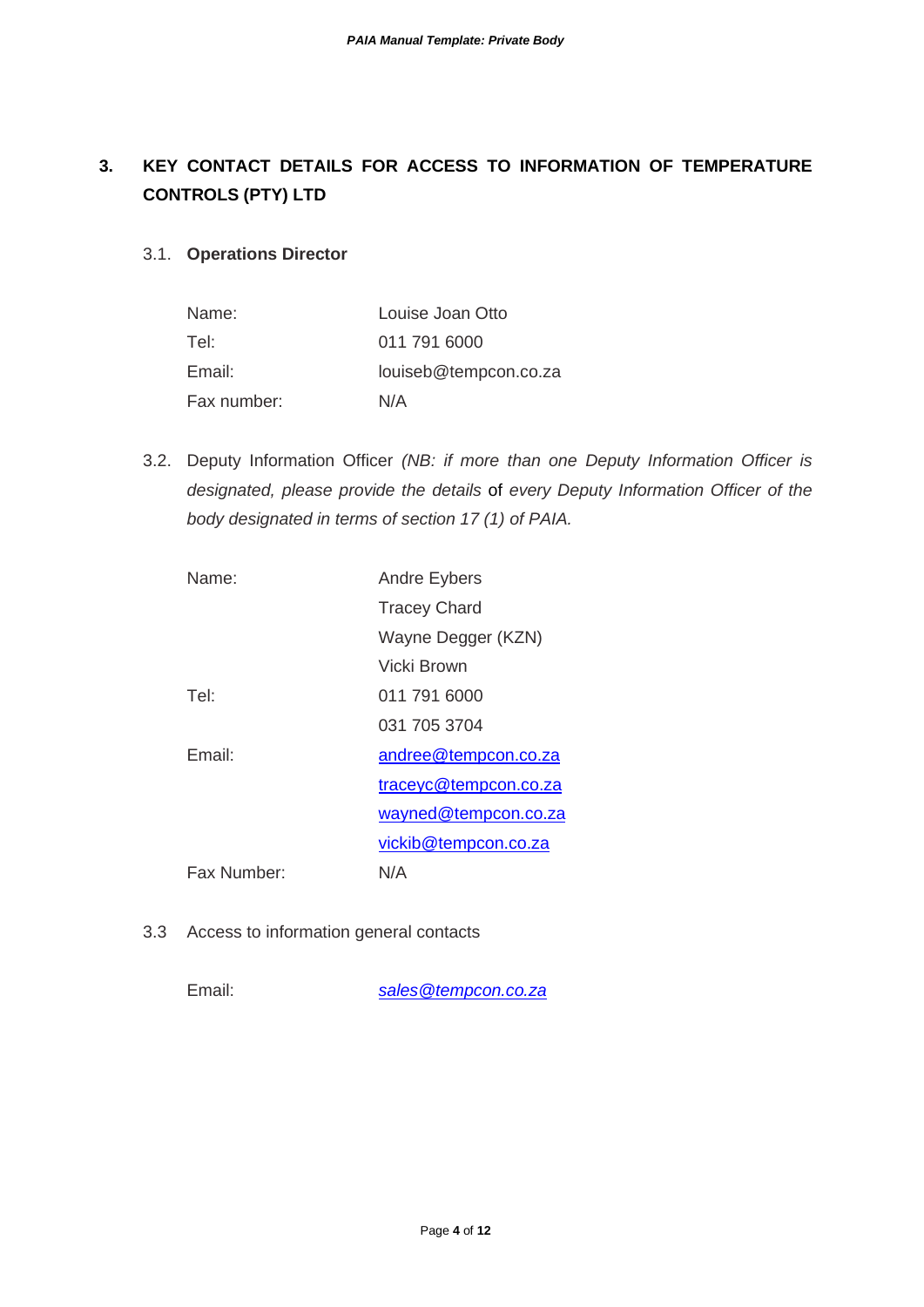## 3. KEY CONTACT DETAILS FOR ACCESS TO INFORMATION OF TEMPERATURE CONTROLS (PTY) LTD

### 3.1. **Operations Director**

| | |
|---|---|
| Name: | Louise Joan Otto |
| Tel: | 011 791 6000 |
| Email: | louiseb@tempcon.co.za |
| Fax number: | N/A |

### 3.2. Deputy Information Officer *(NB: if more than one Deputy Information Officer is designated, please provide the details* of *every Deputy Information Officer of the body designated in terms of section 17 (1) of PAIA.*

| | |
|---|---|
| Name: | Andre Eybers |
| | Tracey Chard |
| | Wayne Degger (KZN) |
| | Vicki Brown |
| Tel: | 011 791 6000 |
| | 031 705 3704 |
| Email: | andree@tempcon.co.za |
| | traceyc@tempcon.co.za |
| | wayned@tempcon.co.za |
| | vickib@tempcon.co.za |
| Fax Number: | N/A |

### 3.3 Access to information general contacts

| | |
|---|---|
| Email: | *sales@tempcon.co.za* |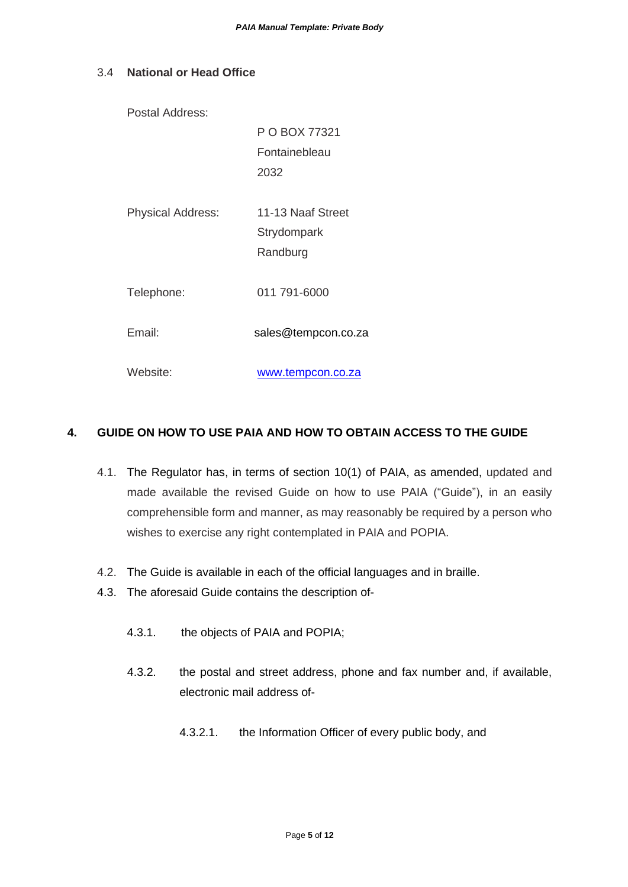### 3.4 **National or Head Office**

| | |
|---|---|
| Postal Address: | P O BOX 77321<br>Fontainebleau<br>2032 |
| Physical Address: | 11-13 Naaf Street<br>Strydompark<br>Randburg |
| Telephone: | 011 791-6000 |
| Email: | sales@tempcon.co.za |
| Website: | [www.tempcon.co.za](http://www.tempcon.co.za) |

## 4. GUIDE ON HOW TO USE PAIA AND HOW TO OBTAIN ACCESS TO THE GUIDE

4.1. The Regulator has, in terms of section 10(1) of PAIA, as amended, updated and made available the revised Guide on how to use PAIA ("Guide"), in an easily comprehensible form and manner, as may reasonably be required by a person who wishes to exercise any right contemplated in PAIA and POPIA.

4.2. The Guide is available in each of the official languages and in braille.

4.3. The aforesaid Guide contains the description of-

4.3.1. the objects of PAIA and POPIA;

4.3.2. the postal and street address, phone and fax number and, if available, electronic mail address of-

4.3.2.1. the Information Officer of every public body, and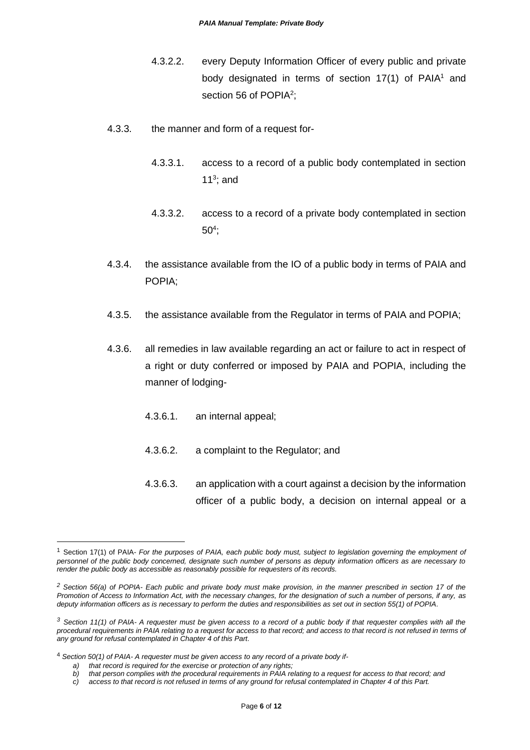4.3.2.2. every Deputy Information Officer of every public and private body designated in terms of section 17(1) of PAIA[1] and section 56 of POPIA[2];

4.3.3. the manner and form of a request for-

4.3.3.1. access to a record of a public body contemplated in section 11[3]; and

4.3.3.2. access to a record of a private body contemplated in section 50[4];

4.3.4. the assistance available from the IO of a public body in terms of PAIA and POPIA;

4.3.5. the assistance available from the Regulator in terms of PAIA and POPIA;

4.3.6. all remedies in law available regarding an act or failure to act in respect of a right or duty conferred or imposed by PAIA and POPIA, including the manner of lodging-

4.3.6.1. an internal appeal;

4.3.6.2. a complaint to the Regulator; and

4.3.6.3. an application with a court against a decision by the information officer of a public body, a decision on internal appeal or a

---

[1] Section 17(1) of PAIA- *For the purposes of PAIA, each public body must, subject to legislation governing the employment of personnel of the public body concerned, designate such number of persons as deputy information officers as are necessary to render the public body as accessible as reasonably possible for requesters of its records.*

[2] *Section 56(a) of POPIA- Each public and private body must make provision, in the manner prescribed in section 17 of the Promotion of Access to Information Act, with the necessary changes, for the designation of such a number of persons, if any, as deputy information officers as is necessary to perform the duties and responsibilities as set out in section 55(1) of POPIA.*

[3] *Section 11(1) of PAIA- A requester must be given access to a record of a public body if that requester complies with all the procedural requirements in PAIA relating to a request for access to that record; and access to that record is not refused in terms of any ground for refusal contemplated in Chapter 4 of this Part.*

[4] *Section 50(1) of PAIA- A requester must be given access to any record of a private body if-*

*a) that record is required for the exercise or protection of any rights;*
*b) that person complies with the procedural requirements in PAIA relating to a request for access to that record; and*
*c) access to that record is not refused in terms of any ground for refusal contemplated in Chapter 4 of this Part.*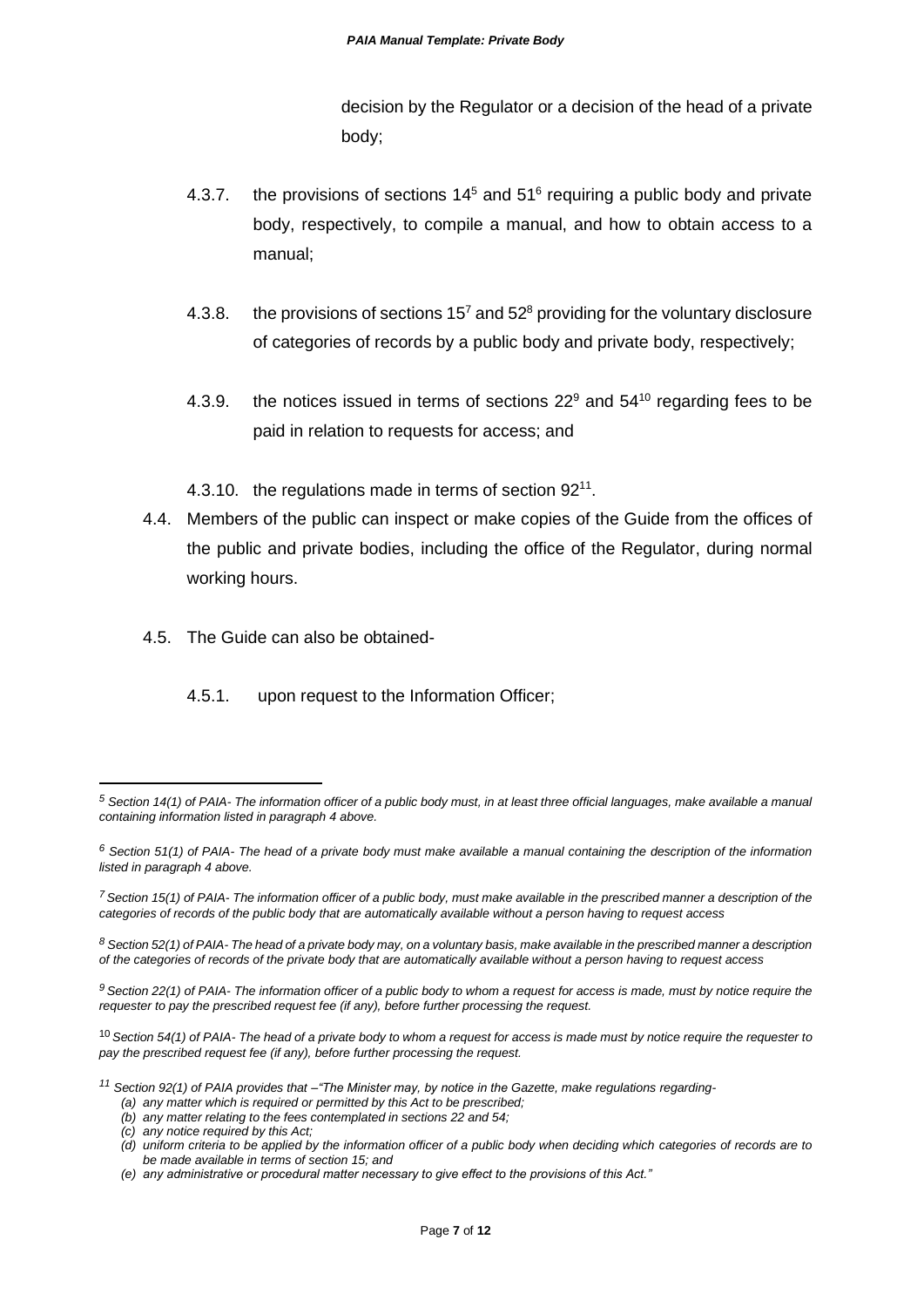decision by the Regulator or a decision of the head of a private body;

4.3.7. the provisions of sections 14[5] and 51[6] requiring a public body and private body, respectively, to compile a manual, and how to obtain access to a manual;

4.3.8. the provisions of sections 15[7] and 52[8] providing for the voluntary disclosure of categories of records by a public body and private body, respectively;

4.3.9. the notices issued in terms of sections 22[9] and 54[10] regarding fees to be paid in relation to requests for access; and

4.3.10. the regulations made in terms of section 92[11].

4.4. Members of the public can inspect or make copies of the Guide from the offices of the public and private bodies, including the office of the Regulator, during normal working hours.

4.5. The Guide can also be obtained-

4.5.1. upon request to the Information Officer;

---

[5] *Section 14(1) of PAIA- The information officer of a public body must, in at least three official languages, make available a manual containing information listed in paragraph 4 above.*

[6] *Section 51(1) of PAIA- The head of a private body must make available a manual containing the description of the information listed in paragraph 4 above.*

[7] *Section 15(1) of PAIA- The information officer of a public body, must make available in the prescribed manner a description of the categories of records of the public body that are automatically available without a person having to request access*

[8] *Section 52(1) of PAIA- The head of a private body may, on a voluntary basis, make available in the prescribed manner a description of the categories of records of the private body that are automatically available without a person having to request access*

[9] *Section 22(1) of PAIA- The information officer of a public body to whom a request for access is made, must by notice require the requester to pay the prescribed request fee (if any), before further processing the request.*

[10] *Section 54(1) of PAIA- The head of a private body to whom a request for access is made must by notice require the requester to pay the prescribed request fee (if any), before further processing the request.*

[11] *Section 92(1) of PAIA provides that –"The Minister may, by notice in the Gazette, make regulations regarding-*

*(a) any matter which is required or permitted by this Act to be prescribed;*
*(b) any matter relating to the fees contemplated in sections 22 and 54;*
*(c) any notice required by this Act;*
*(d) uniform criteria to be applied by the information officer of a public body when deciding which categories of records are to be made available in terms of section 15; and*
*(e) any administrative or procedural matter necessary to give effect to the provisions of this Act."*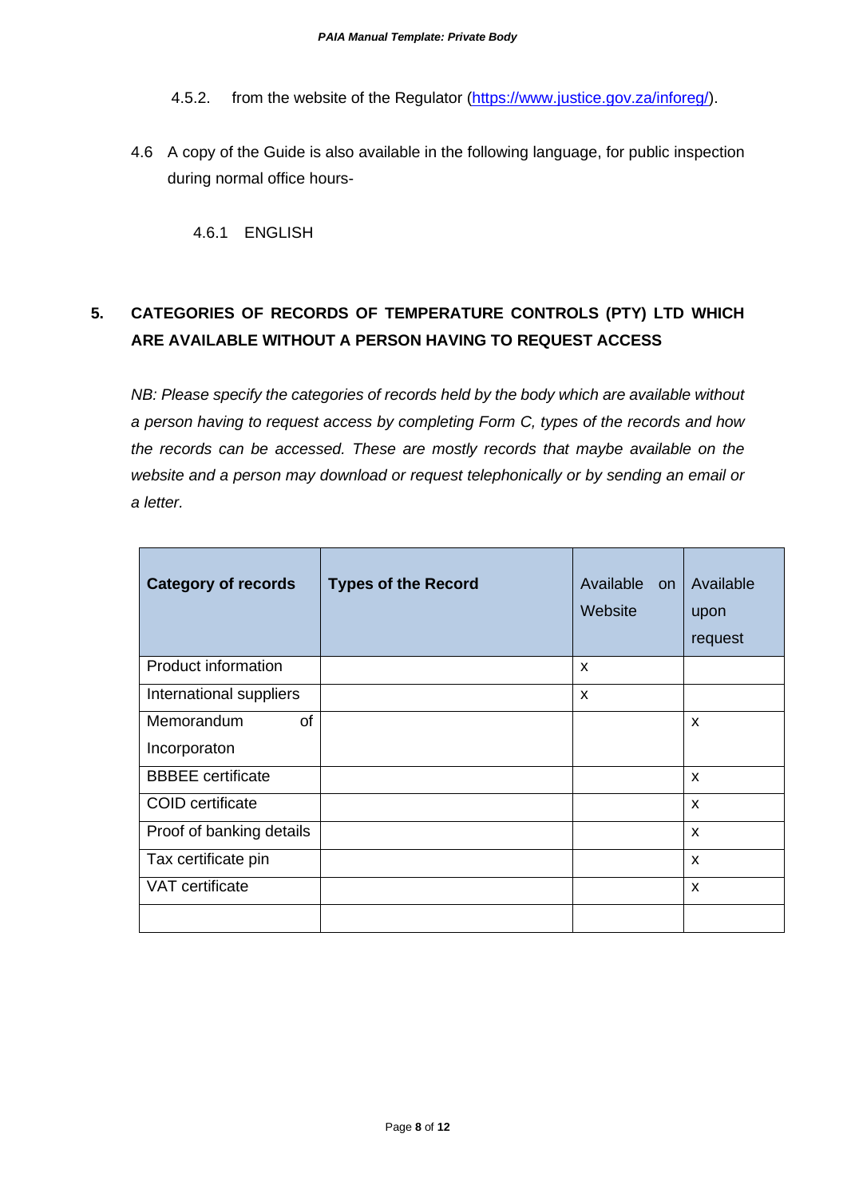4.5.2. from the website of the Regulator (https://www.justice.gov.za/inforeg/).

4.6 A copy of the Guide is also available in the following language, for public inspection during normal office hours-

4.6.1 ENGLISH

## 5. CATEGORIES OF RECORDS OF TEMPERATURE CONTROLS (PTY) LTD WHICH ARE AVAILABLE WITHOUT A PERSON HAVING TO REQUEST ACCESS

*NB: Please specify the categories of records held by the body which are available without a person having to request access by completing Form C, types of the records and how the records can be accessed. These are mostly records that maybe available on the website and a person may download or request telephonically or by sending an email or a letter.*

| **Category of records** | **Types of the Record** | Available on Website | Available upon request |
|---|---|---|---|
| Product information | | x | |
| International suppliers | | x | |
| Memorandum of Incorporaton | | | x |
| BBBEE certificate | | | x |
| COID certificate | | | x |
| Proof of banking details | | | x |
| Tax certificate pin | | | x |
| VAT certificate | | | x |
| | | | |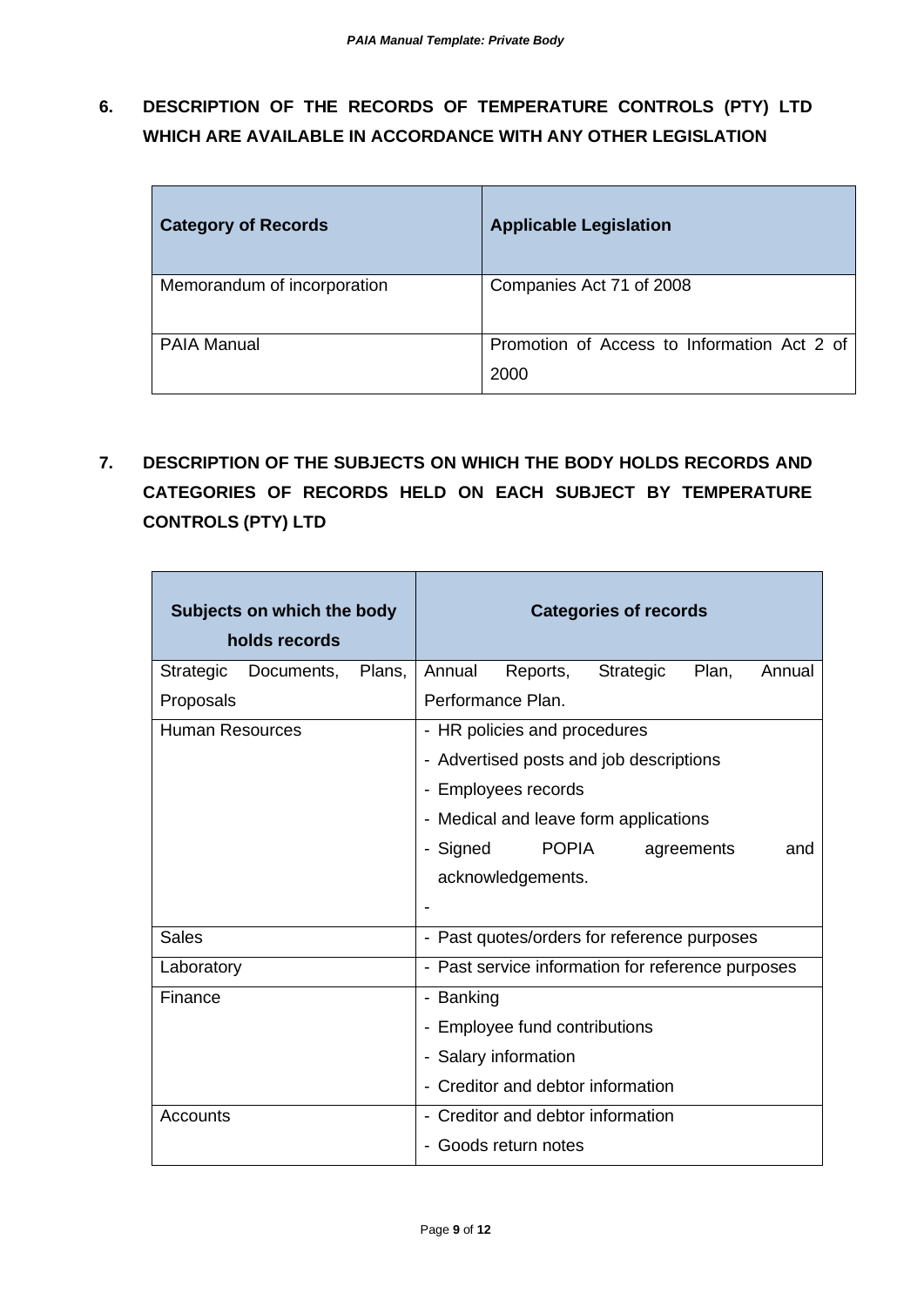## 6. DESCRIPTION OF THE RECORDS OF TEMPERATURE CONTROLS (PTY) LTD WHICH ARE AVAILABLE IN ACCORDANCE WITH ANY OTHER LEGISLATION

| Category of Records | Applicable Legislation |
| --- | --- |
| Memorandum of incorporation | Companies Act 71 of 2008 |
| PAIA Manual | Promotion of Access to Information Act 2 of 2000 |

## 7. DESCRIPTION OF THE SUBJECTS ON WHICH THE BODY HOLDS RECORDS AND CATEGORIES OF RECORDS HELD ON EACH SUBJECT BY TEMPERATURE CONTROLS (PTY) LTD

| Subjects on which the body holds records | Categories of records |
| --- | --- |
| Strategic Documents, Plans, Proposals | Annual Reports, Strategic Plan, Annual Performance Plan. |
| Human Resources | - HR policies and procedures<br>- Advertised posts and job descriptions<br>- Employees records<br>- Medical and leave form applications<br>- Signed POPIA agreements and acknowledgements.<br>- |
| Sales | - Past quotes/orders for reference purposes |
| Laboratory | - Past service information for reference purposes |
| Finance | - Banking<br>- Employee fund contributions<br>- Salary information<br>- Creditor and debtor information |
| Accounts | - Creditor and debtor information<br>- Goods return notes |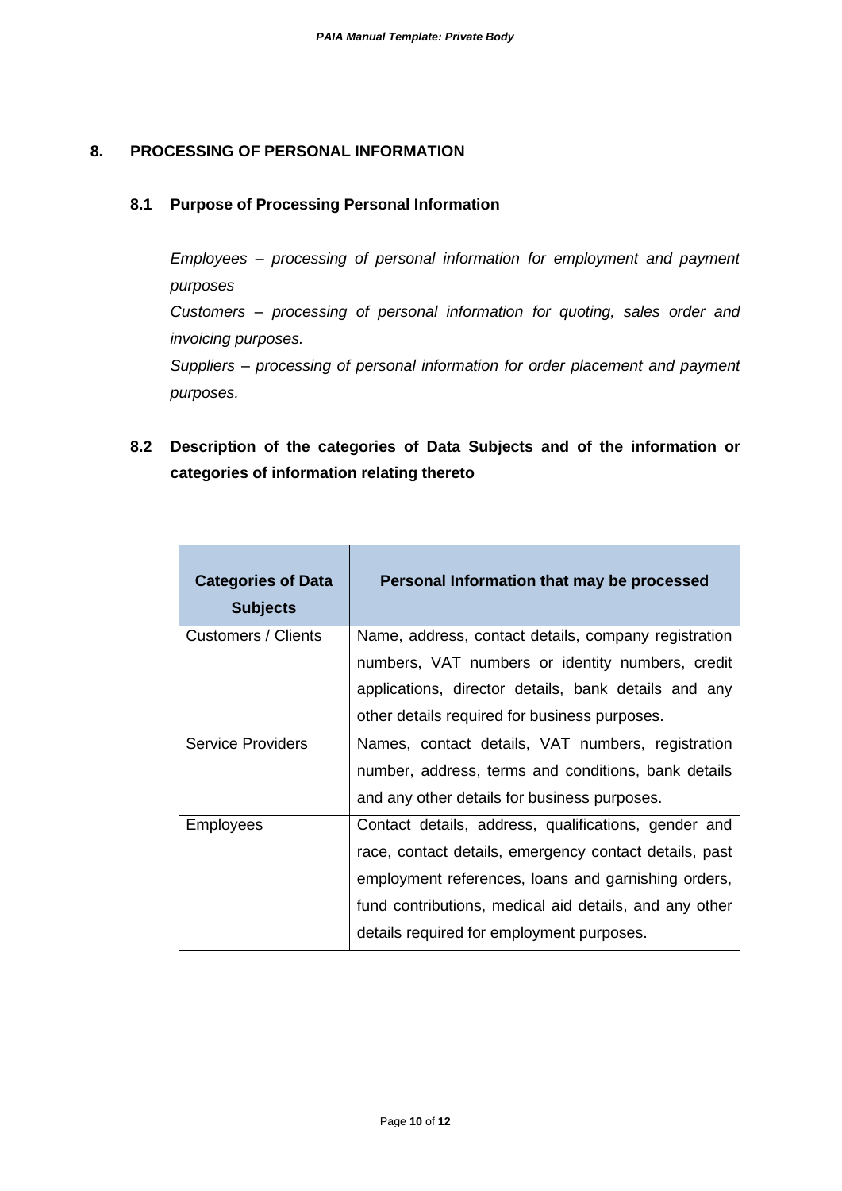## 8. PROCESSING OF PERSONAL INFORMATION

### 8.1 Purpose of Processing Personal Information

*Employees – processing of personal information for employment and payment purposes*

*Customers – processing of personal information for quoting, sales order and invoicing purposes.*

*Suppliers – processing of personal information for order placement and payment purposes.*

### 8.2 Description of the categories of Data Subjects and of the information or categories of information relating thereto

| Categories of Data Subjects | Personal Information that may be processed |
| --- | --- |
| Customers / Clients | Name, address, contact details, company registration numbers, VAT numbers or identity numbers, credit applications, director details, bank details and any other details required for business purposes. |
| Service Providers | Names, contact details, VAT numbers, registration number, address, terms and conditions, bank details and any other details for business purposes. |
| Employees | Contact details, address, qualifications, gender and race, contact details, emergency contact details, past employment references, loans and garnishing orders, fund contributions, medical aid details, and any other details required for employment purposes. |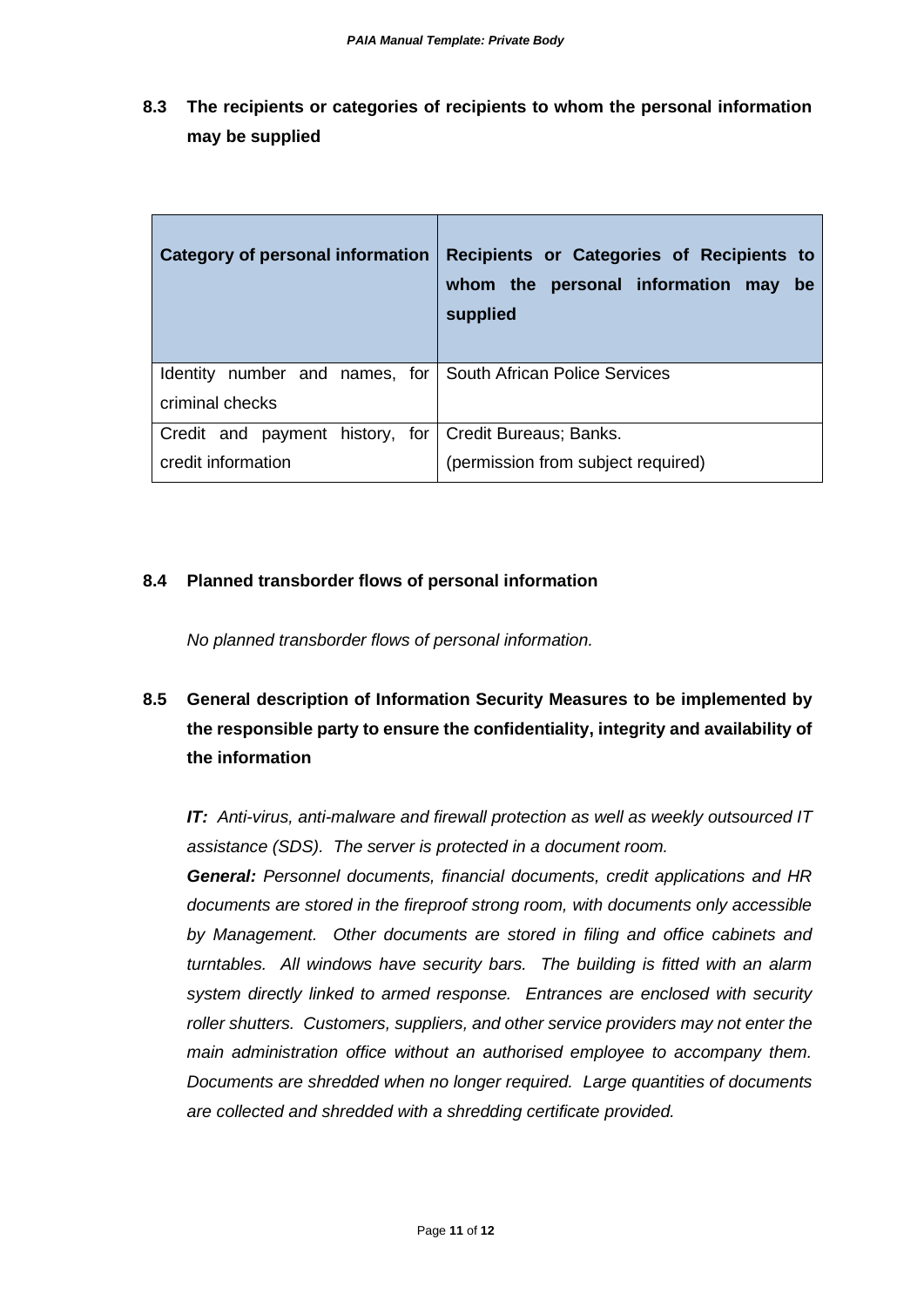## 8.3 The recipients or categories of recipients to whom the personal information may be supplied

| Category of personal information | Recipients or Categories of Recipients to whom the personal information may be supplied |
| --- | --- |
| Identity number and names, for criminal checks | South African Police Services |
| Credit and payment history, for credit information | Credit Bureaus; Banks. (permission from subject required) |

## 8.4 Planned transborder flows of personal information

*No planned transborder flows of personal information.*

## 8.5 General description of Information Security Measures to be implemented by the responsible party to ensure the confidentiality, integrity and availability of the information

***IT:*** *Anti-virus, anti-malware and firewall protection as well as weekly outsourced IT assistance (SDS). The server is protected in a document room.*

***General:*** *Personnel documents, financial documents, credit applications and HR documents are stored in the fireproof strong room, with documents only accessible by Management. Other documents are stored in filing and office cabinets and turntables. All windows have security bars. The building is fitted with an alarm system directly linked to armed response. Entrances are enclosed with security roller shutters. Customers, suppliers, and other service providers may not enter the main administration office without an authorised employee to accompany them. Documents are shredded when no longer required. Large quantities of documents are collected and shredded with a shredding certificate provided.*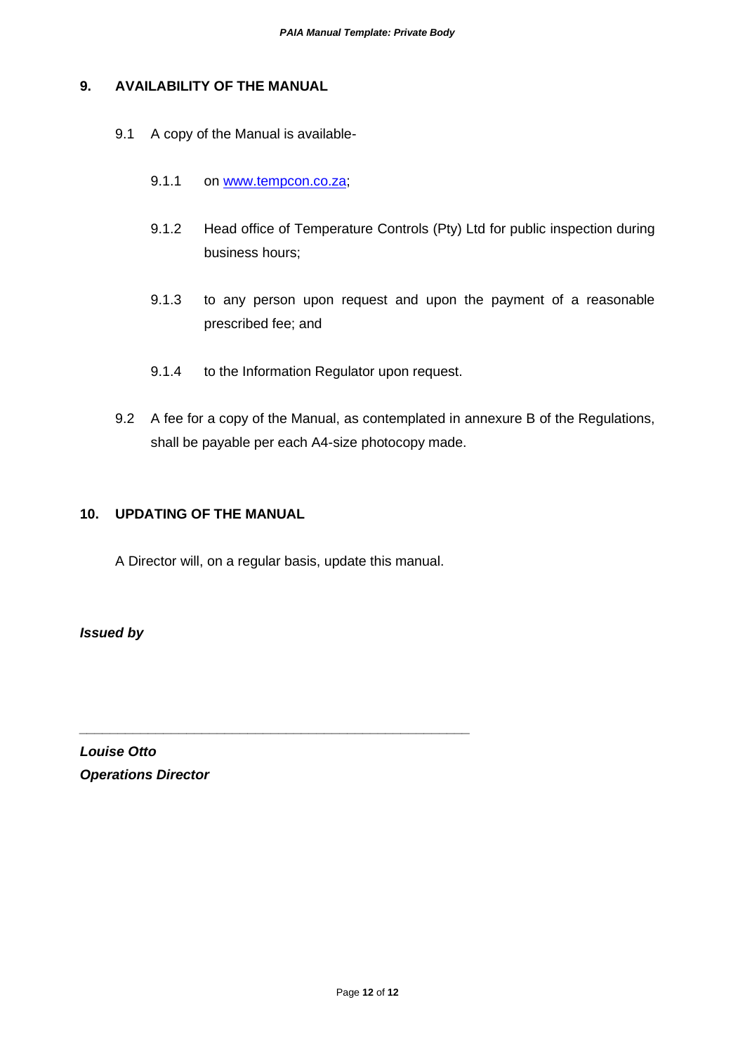## 9. AVAILABILITY OF THE MANUAL

9.1 A copy of the Manual is available-

9.1.1 on www.tempcon.co.za;

9.1.2 Head office of Temperature Controls (Pty) Ltd for public inspection during business hours;

9.1.3 to any person upon request and upon the payment of a reasonable prescribed fee; and

9.1.4 to the Information Regulator upon request.

9.2 A fee for a copy of the Manual, as contemplated in annexure B of the Regulations, shall be payable per each A4-size photocopy made.

## 10. UPDATING OF THE MANUAL

A Director will, on a regular basis, update this manual.

***Issued by***

_______________________________________________

***Louise Otto***
***Operations Director***